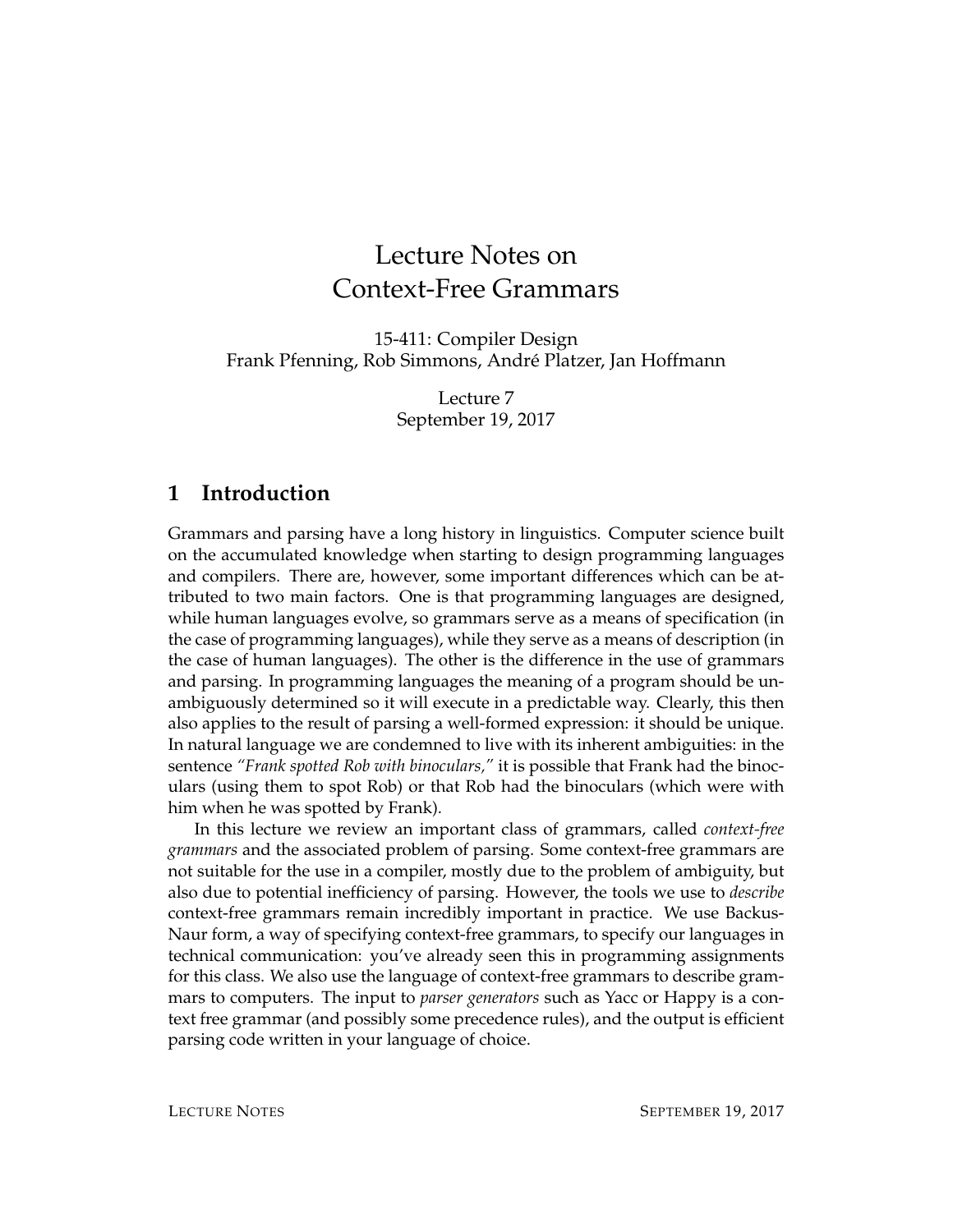# Lecture Notes on Context-Free Grammars

15-411: Compiler Design
Frank Pfenning, Rob Simmons, André Platzer, Jan Hoffmann

Lecture 7
September 19, 2017

## 1 Introduction

Grammars and parsing have a long history in linguistics. Computer science built on the accumulated knowledge when starting to design programming languages and compilers. There are, however, some important differences which can be attributed to two main factors. One is that programming languages are designed, while human languages evolve, so grammars serve as a means of specification (in the case of programming languages), while they serve as a means of description (in the case of human languages). The other is the difference in the use of grammars and parsing. In programming languages the meaning of a program should be unambiguously determined so it will execute in a predictable way. Clearly, this then also applies to the result of parsing a well-formed expression: it should be unique. In natural language we are condemned to live with its inherent ambiguities: in the sentence *"Frank spotted Rob with binoculars,"* it is possible that Frank had the binoculars (using them to spot Rob) or that Rob had the binoculars (which were with him when he was spotted by Frank).

In this lecture we review an important class of grammars, called *context-free grammars* and the associated problem of parsing. Some context-free grammars are not suitable for the use in a compiler, mostly due to the problem of ambiguity, but also due to potential inefficiency of parsing. However, the tools we use to *describe* context-free grammars remain incredibly important in practice. We use Backus-Naur form, a way of specifying context-free grammars, to specify our languages in technical communication: you've already seen this in programming assignments for this class. We also use the language of context-free grammars to describe grammars to computers. The input to *parser generators* such as Yacc or Happy is a context free grammar (and possibly some precedence rules), and the output is efficient parsing code written in your language of choice.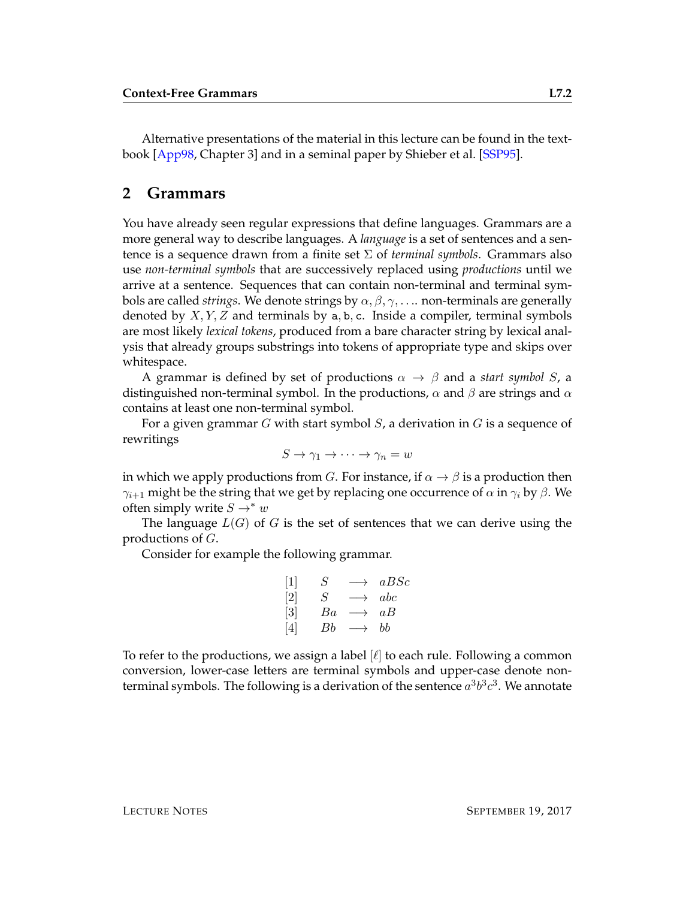Alternative presentations of the material in this lecture can be found in the textbook [App98, Chapter 3] and in a seminal paper by Shieber et al. [SSP95].

## 2 Grammars

You have already seen regular expressions that define languages. Grammars are a more general way to describe languages. A *language* is a set of sentences and a sentence is a sequence drawn from a finite set $\Sigma$ of *terminal symbols*. Grammars also use *non-terminal symbols* that are successively replaced using *productions* until we arrive at a sentence. Sequences that can contain non-terminal and terminal symbols are called *strings*. We denote strings by $\alpha, \beta, \gamma, \ldots$. non-terminals are generally denoted by $X, Y, Z$ and terminals by a, b, c. Inside a compiler, terminal symbols are most likely *lexical tokens*, produced from a bare character string by lexical analysis that already groups substrings into tokens of appropriate type and skips over whitespace.

A grammar is defined by set of productions $\alpha \to \beta$ and a *start symbol* $S$, a distinguished non-terminal symbol. In the productions, $\alpha$ and $\beta$ are strings and $\alpha$ contains at least one non-terminal symbol.

For a given grammar $G$ with start symbol $S$, a derivation in $G$ is a sequence of rewritings

$$S \to \gamma_1 \to \cdots \to \gamma_n = w$$

in which we apply productions from $G$. For instance, if $\alpha \to \beta$ is a production then $\gamma_{i+1}$ might be the string that we get by replacing one occurrence of $\alpha$ in $\gamma_i$ by $\beta$. We often simply write $S \to^* w$

The language $L(G)$ of $G$ is the set of sentences that we can derive using the productions of $G$.

Consider for example the following grammar.

$$
\begin{array}{llll}
[1] & S & \longrightarrow & aBSc \\
[2] & S & \longrightarrow & abc \\
[3] & Ba & \longrightarrow & aB \\
[4] & Bb & \longrightarrow & bb
\end{array}
$$

To refer to the productions, we assign a label $[\ell]$ to each rule. Following a common conversion, lower-case letters are terminal symbols and upper-case denote non-terminal symbols. The following is a derivation of the sentence $a^3b^3c^3$. We annotate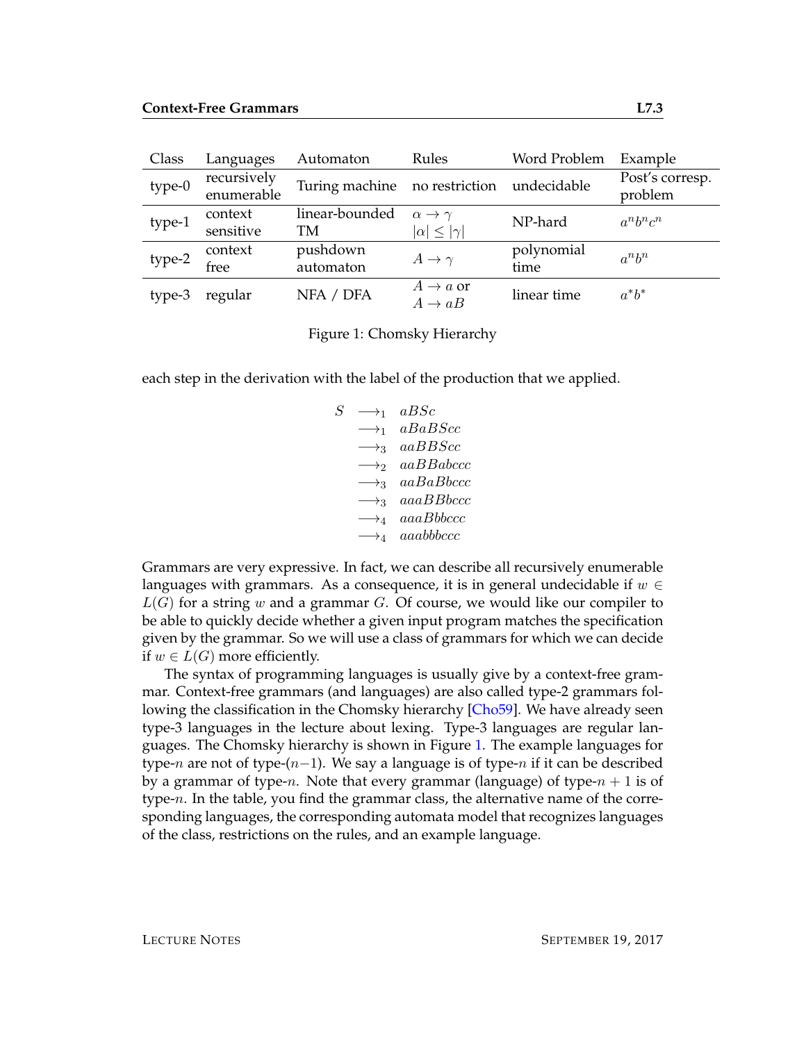| Class | Languages | Automaton | Rules | Word Problem | Example |
|---|---|---|---|---|---|
| type-0 | recursively enumerable | Turing machine | no restriction | undecidable | Post's corresp. problem |
| type-1 | context sensitive | linear-bounded TM | $\alpha \to \gamma$ <br> $\lvert\alpha\rvert \leq \lvert\gamma\rvert$ | NP-hard | $a^n b^n c^n$ |
| type-2 | context free | pushdown automaton | $A \to \gamma$ | polynomial time | $a^n b^n$ |
| type-3 | regular | NFA / DFA | $A \to a$ or <br> $A \to aB$ | linear time | $a^* b^*$ |

Figure 1: Chomsky Hierarchy

each step in the derivation with the label of the production that we applied.

$$
\begin{array}{lll}
S & \longrightarrow_1 & aBSc \\
 & \longrightarrow_1 & aBaBScc \\
 & \longrightarrow_3 & aaBBScc \\
 & \longrightarrow_2 & aaBBabccc \\
 & \longrightarrow_3 & aaBaBbccc \\
 & \longrightarrow_3 & aaaBBbccc \\
 & \longrightarrow_4 & aaaBbbccc \\
 & \longrightarrow_4 & aaabbbccc
\end{array}
$$

Grammars are very expressive. In fact, we can describe all recursively enumerable languages with grammars. As a consequence, it is in general undecidable if $w \in L(G)$ for a string $w$ and a grammar $G$. Of course, we would like our compiler to be able to quickly decide whether a given input program matches the specification given by the grammar. So we will use a class of grammars for which we can decide if $w \in L(G)$ more efficiently.

The syntax of programming languages is usually give by a context-free grammar. Context-free grammars (and languages) are also called type-2 grammars following the classification in the Chomsky hierarchy [Cho59]. We have already seen type-3 languages in the lecture about lexing. Type-3 languages are regular languages. The Chomsky hierarchy is shown in Figure 1. The example languages for type-$n$ are not of type-$(n-1)$. We say a language is of type-$n$ if it can be described by a grammar of type-$n$. Note that every grammar (language) of type-$n+1$ is of type-$n$. In the table, you find the grammar class, the alternative name of the corresponding languages, the corresponding automata model that recognizes languages of the class, restrictions on the rules, and an example language.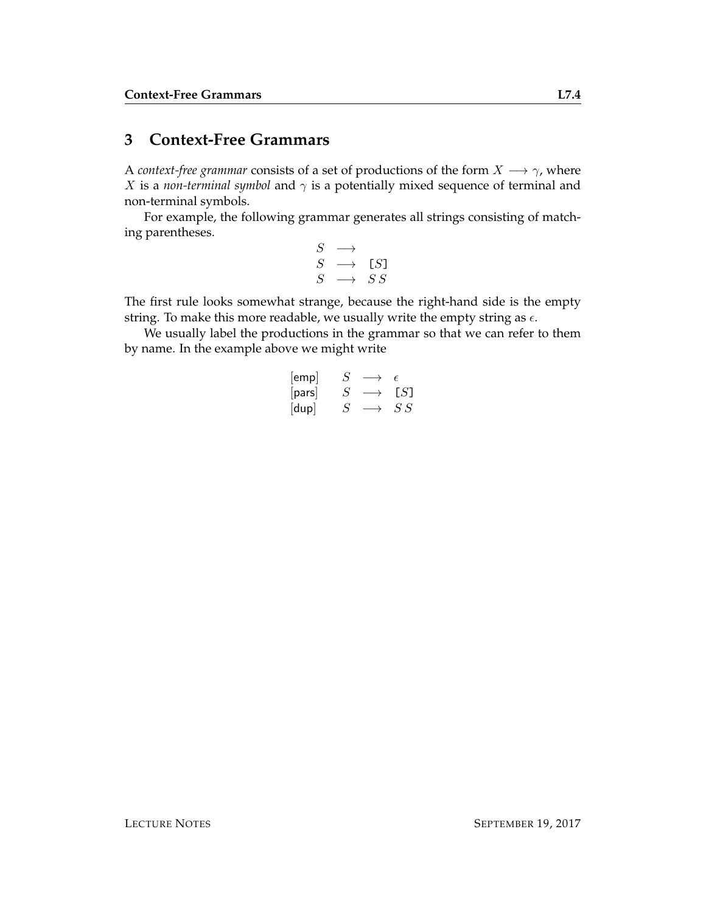## 3 Context-Free Grammars

A *context-free grammar* consists of a set of productions of the form $X \longrightarrow \gamma$, where $X$ is a *non-terminal symbol* and $\gamma$ is a potentially mixed sequence of terminal and non-terminal symbols.

For example, the following grammar generates all strings consisting of matching parentheses.

$$
\begin{array}{lcl}
S & \longrightarrow & \\
S & \longrightarrow & \texttt{[}S\texttt{]} \\
S & \longrightarrow & S\,S
\end{array}
$$

The first rule looks somewhat strange, because the right-hand side is the empty string. To make this more readable, we usually write the empty string as $\epsilon$.

We usually label the productions in the grammar so that we can refer to them by name. In the example above we might write

$$
\begin{array}{llcl}
[\mathsf{emp}] & S & \longrightarrow & \epsilon \\
[\mathsf{pars}] & S & \longrightarrow & \texttt{[}S\texttt{]} \\
[\mathsf{dup}] & S & \longrightarrow & S\,S
\end{array}
$$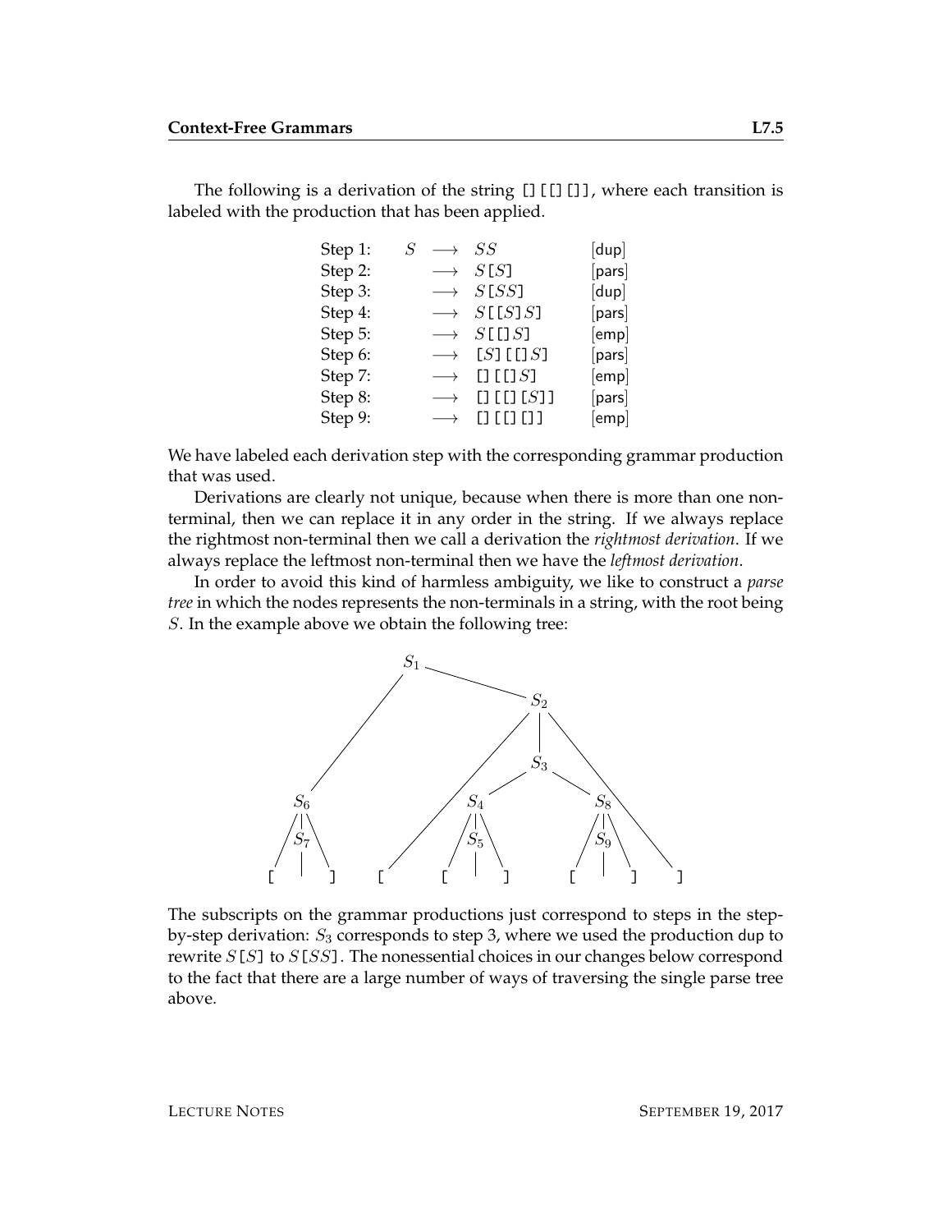The following is a derivation of the string `[][[][]]`, where each transition is labeled with the production that has been applied.

| | | | | |
|---|---|---|---|---|
| Step 1: | $S$ | $\longrightarrow$ | $SS$ | [dup] |
| Step 2: | | $\longrightarrow$ | $S$[$S$] | [pars] |
| Step 3: | | $\longrightarrow$ | $S$[$SS$] | [dup] |
| Step 4: | | $\longrightarrow$ | $S$[[$S$]$S$] | [pars] |
| Step 5: | | $\longrightarrow$ | $S$[[]$S$] | [emp] |
| Step 6: | | $\longrightarrow$ | [$S$][[]$S$] | [pars] |
| Step 7: | | $\longrightarrow$ | [][[]$S$] | [emp] |
| Step 8: | | $\longrightarrow$ | [][[][$S$]] | [pars] |
| Step 9: | | $\longrightarrow$ | [][[][]] | [emp] |

We have labeled each derivation step with the corresponding grammar production that was used.

Derivations are clearly not unique, because when there is more than one non-terminal, then we can replace it in any order in the string. If we always replace the rightmost non-terminal then we call a derivation the *rightmost derivation*. If we always replace the leftmost non-terminal then we have the *leftmost derivation*.

In order to avoid this kind of harmless ambiguity, we like to construct a *parse tree* in which the nodes represents the non-terminals in a string, with the root being $S$. In the example above we obtain the following tree:

```
                         S1
                        /  \
                       /    S2
                      /   / |  \
                     /   /  S3  \
                    /   /  /  \  \
                  S6   /  S4   S8 \
                 /|\  /  /|\   /|\ \
                / S7\ [ / S5\ / S9\ ]
               [  |  ]  [  |  ][  |  ]
```

The subscripts on the grammar productions just correspond to steps in the step-by-step derivation: $S_3$ corresponds to step 3, where we used the production dup to rewrite $S$[$S$] to $S$[$SS$]. The nonessential choices in our changes below correspond to the fact that there are a large number of ways of traversing the single parse tree above.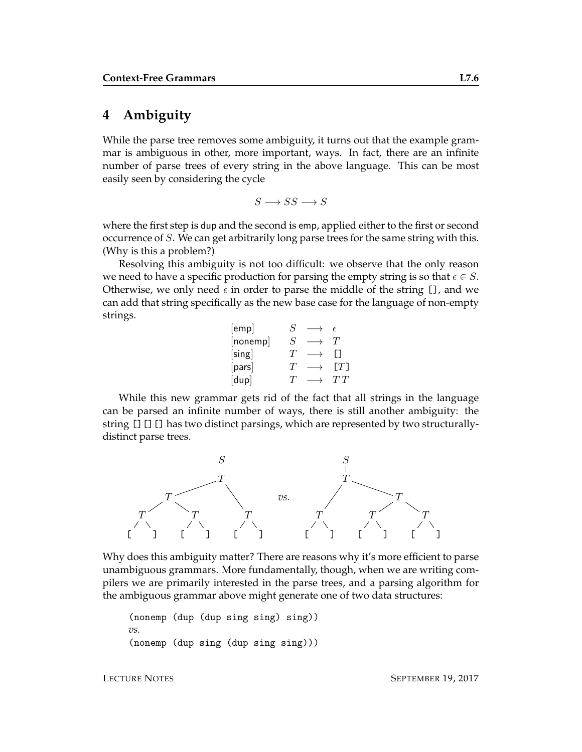# 4 Ambiguity

While the parse tree removes some ambiguity, it turns out that the example grammar is ambiguous in other, more important, ways. In fact, there are an infinite number of parse trees of every string in the above language. This can be most easily seen by considering the cycle

$$S \longrightarrow SS \longrightarrow S$$

where the first step is dup and the second is emp, applied either to the first or second occurrence of $S$. We can get arbitrarily long parse trees for the same string with this. (Why is this a problem?)

Resolving this ambiguity is not too difficult: we observe that the only reason we need to have a specific production for parsing the empty string is so that $\epsilon \in S$. Otherwise, we only need $\epsilon$ in order to parse the middle of the string `[]`, and we can add that string specifically as the new base case for the language of non-empty strings.

| | | | |
|---|---|---|---|
| [emp] | $S$ | $\longrightarrow$ | $\epsilon$ |
| [nonemp] | $S$ | $\longrightarrow$ | $T$ |
| [sing] | $T$ | $\longrightarrow$ | `[]` |
| [pars] | $T$ | $\longrightarrow$ | `[`$T$`]` |
| [dup] | $T$ | $\longrightarrow$ | $T\,T$ |

While this new grammar gets rid of the fact that all strings in the language can be parsed an infinite number of ways, there is still another ambiguity: the string `[][][]` has two distinct parsings, which are represented by two structurally-distinct parse trees.

```
            S                                    S
            |                                    |
            T                                    T
       /         \                          /         \
      T           T          vs.           T           T
    /   \        / \                      / \        /   \
   T     T      [   ]                    [   ]      T     T
  / \   / \                                        / \   / \
 [   ] [   ]                                      [   ] [   ]
```

Why does this ambiguity matter? There are reasons why it's more efficient to parse unambiguous grammars. More fundamentally, though, when we are writing compilers we are primarily interested in the parse trees, and a parsing algorithm for the ambiguous grammar above might generate one of two data structures:

```
(nonemp (dup (dup sing sing) sing))
vs.
(nonemp (dup sing (dup sing sing)))
```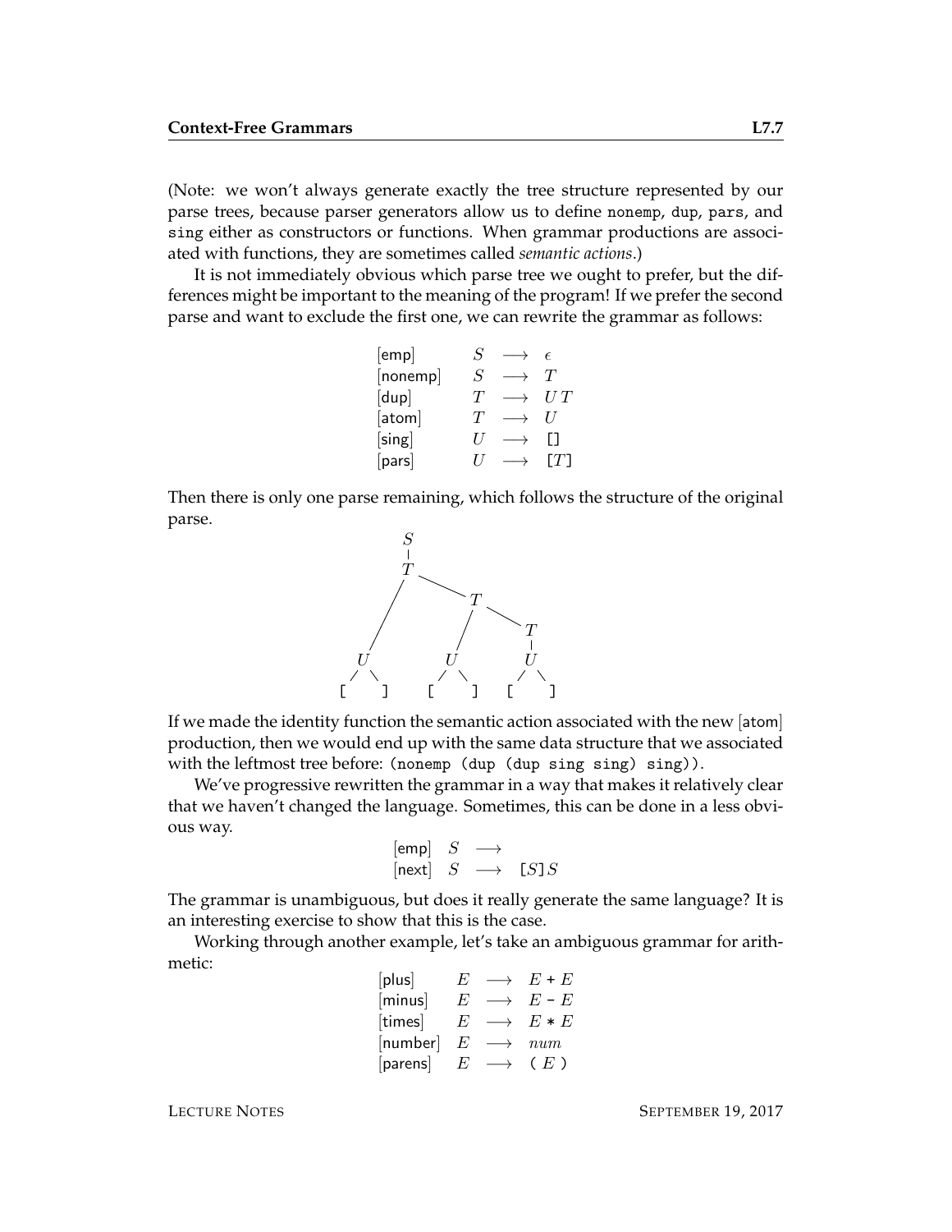(Note: we won't always generate exactly the tree structure represented by our parse trees, because parser generators allow us to define `nonemp`, `dup`, `pars`, and `sing` either as constructors or functions. When grammar productions are associated with functions, they are sometimes called *semantic actions*.)

It is not immediately obvious which parse tree we ought to prefer, but the differences might be important to the meaning of the program! If we prefer the second parse and want to exclude the first one, we can rewrite the grammar as follows:

$$
\begin{array}{llll}
[\mathsf{emp}] & S & \longrightarrow & \epsilon \\
[\mathsf{nonemp}] & S & \longrightarrow & T \\
[\mathsf{dup}] & T & \longrightarrow & U\,T \\
[\mathsf{atom}] & T & \longrightarrow & U \\
[\mathsf{sing}] & U & \longrightarrow & \texttt{[]} \\
[\mathsf{pars}] & U & \longrightarrow & \texttt{[}T\texttt{]}
\end{array}
$$

Then there is only one parse remaining, which follows the structure of the original parse.

```
       S
       |
       T
      / \
     /   T
    /   / \
   /   /   T
  /   /    |
 U   U     U
/ \ / \   / \
[ ] [ ]   [ ]
```

If we made the identity function the semantic action associated with the new [atom] production, then we would end up with the same data structure that we associated with the leftmost tree before: `(nonemp (dup (dup sing sing) sing))`.

We've progressive rewritten the grammar in a way that makes it relatively clear that we haven't changed the language. Sometimes, this can be done in a less obvious way.

$$
\begin{array}{llll}
[\mathsf{emp}] & S & \longrightarrow & \\
[\mathsf{next}] & S & \longrightarrow & \texttt{[}S\texttt{]}S
\end{array}
$$

The grammar is unambiguous, but does it really generate the same language? It is an interesting exercise to show that this is the case.

Working through another example, let's take an ambiguous grammar for arithmetic:

$$
\begin{array}{llll}
[\mathsf{plus}] & E & \longrightarrow & E + E \\
[\mathsf{minus}] & E & \longrightarrow & E - E \\
[\mathsf{times}] & E & \longrightarrow & E * E \\
[\mathsf{number}] & E & \longrightarrow & num \\
[\mathsf{parens}] & E & \longrightarrow & (\ E\ )
\end{array}
$$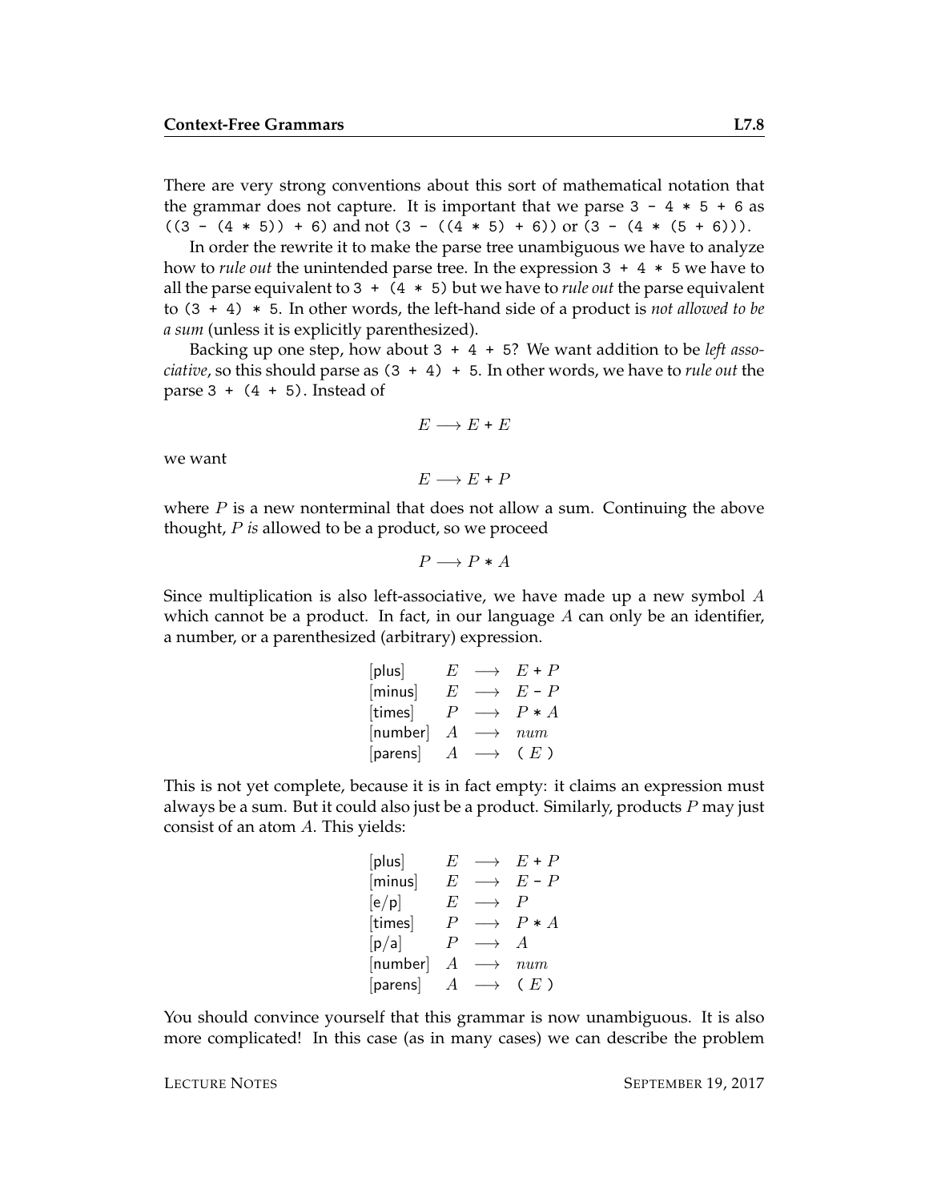There are very strong conventions about this sort of mathematical notation that the grammar does not capture. It is important that we parse `3 - 4 * 5 + 6` as `((3 - (4 * 5)) + 6)` and not `(3 - ((4 * 5) + 6))` or `(3 - (4 * (5 + 6)))`.

In order the rewrite it to make the parse tree unambiguous we have to analyze how to *rule out* the unintended parse tree. In the expression `3 + 4 * 5` we have to all the parse equivalent to `3 + (4 * 5)` but we have to *rule out* the parse equivalent to `(3 + 4) * 5`. In other words, the left-hand side of a product is *not allowed to be a sum* (unless it is explicitly parenthesized).

Backing up one step, how about `3 + 4 + 5`? We want addition to be *left associative*, so this should parse as `(3 + 4) + 5`. In other words, we have to *rule out* the parse `3 + (4 + 5)`. Instead of

$$E \longrightarrow E + E$$

we want

$$E \longrightarrow E + P$$

where $P$ is a new nonterminal that does not allow a sum. Continuing the above thought, $P$ *is* allowed to be a product, so we proceed

$$P \longrightarrow P * A$$

Since multiplication is also left-associative, we have made up a new symbol $A$ which cannot be a product. In fact, in our language $A$ can only be an identifier, a number, or a parenthesized (arbitrary) expression.

$$
\begin{array}{llll}
[\mathsf{plus}] & E & \longrightarrow & E + P \\
[\mathsf{minus}] & E & \longrightarrow & E - P \\
[\mathsf{times}] & P & \longrightarrow & P * A \\
[\mathsf{number}] & A & \longrightarrow & num \\
[\mathsf{parens}] & A & \longrightarrow & (\ E\ )
\end{array}
$$

This is not yet complete, because it is in fact empty: it claims an expression must always be a sum. But it could also just be a product. Similarly, products $P$ may just consist of an atom $A$. This yields:

$$
\begin{array}{llll}
[\mathsf{plus}] & E & \longrightarrow & E + P \\
[\mathsf{minus}] & E & \longrightarrow & E - P \\
[\mathsf{e/p}] & E & \longrightarrow & P \\
[\mathsf{times}] & P & \longrightarrow & P * A \\
[\mathsf{p/a}] & P & \longrightarrow & A \\
[\mathsf{number}] & A & \longrightarrow & num \\
[\mathsf{parens}] & A & \longrightarrow & (\ E\ )
\end{array}
$$

You should convince yourself that this grammar is now unambiguous. It is also more complicated! In this case (as in many cases) we can describe the problem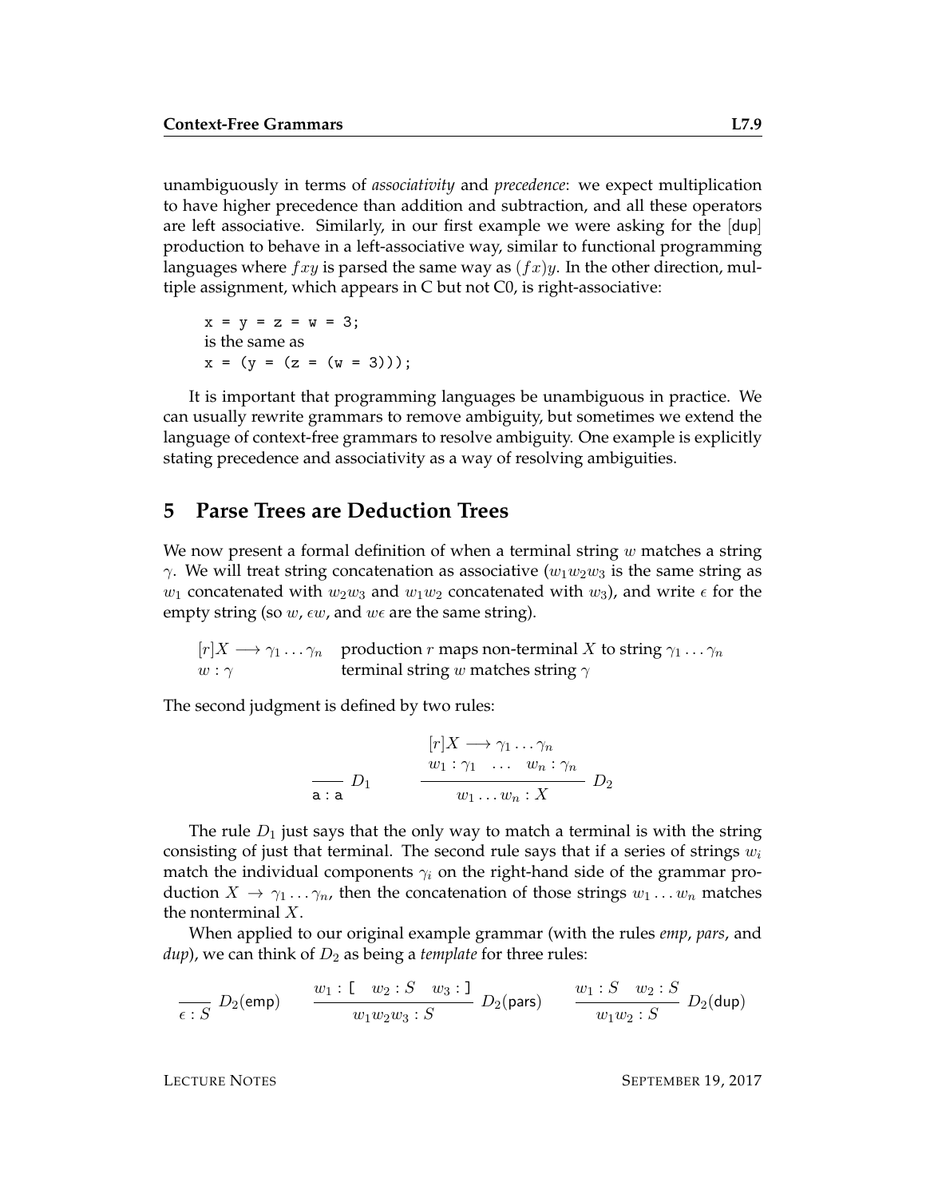unambiguously in terms of *associativity* and *precedence*: we expect multiplication to have higher precedence than addition and subtraction, and all these operators are left associative. Similarly, in our first example we were asking for the [dup] production to behave in a left-associative way, similar to functional programming languages where $fxy$ is parsed the same way as $(fx)y$. In the other direction, multiple assignment, which appears in C but not C0, is right-associative:

```
x = y = z = w = 3;
```
is the same as
```
x = (y = (z = (w = 3)));
```

It is important that programming languages be unambiguous in practice. We can usually rewrite grammars to remove ambiguity, but sometimes we extend the language of context-free grammars to resolve ambiguity. One example is explicitly stating precedence and associativity as a way of resolving ambiguities.

## 5 Parse Trees are Deduction Trees

We now present a formal definition of when a terminal string $w$ matches a string $\gamma$. We will treat string concatenation as associative ($w_1 w_2 w_3$ is the same string as $w_1$ concatenated with $w_2 w_3$ and $w_1 w_2$ concatenated with $w_3$), and write $\epsilon$ for the empty string (so $w$, $\epsilon w$, and $w\epsilon$ are the same string).

| | |
|---|---|
| $[r]X \longrightarrow \gamma_1 \ldots \gamma_n$ | production $r$ maps non-terminal $X$ to string $\gamma_1 \ldots \gamma_n$ |
| $w : \gamma$ | terminal string $w$ matches string $\gamma$ |

The second judgment is defined by two rules:

$$\frac{}{\texttt{a} : \texttt{a}}\ D_1 \qquad \frac{[r]X \longrightarrow \gamma_1 \ldots \gamma_n \quad w_1 : \gamma_1 \quad \ldots \quad w_n : \gamma_n}{w_1 \ldots w_n : X}\ D_2$$

The rule $D_1$ just says that the only way to match a terminal is with the string consisting of just that terminal. The second rule says that if a series of strings $w_i$ match the individual components $\gamma_i$ on the right-hand side of the grammar production $X \rightarrow \gamma_1 \ldots \gamma_n$, then the concatenation of those strings $w_1 \ldots w_n$ matches the nonterminal $X$.

When applied to our original example grammar (with the rules *emp*, *pars*, and *dup*), we can think of $D_2$ as being a *template* for three rules:

$$\frac{}{\epsilon : S}\ D_2(\mathsf{emp}) \qquad \frac{w_1 : \texttt{[} \quad w_2 : S \quad w_3 : \texttt{]}}{w_1 w_2 w_3 : S}\ D_2(\mathsf{pars}) \qquad \frac{w_1 : S \quad w_2 : S}{w_1 w_2 : S}\ D_2(\mathsf{dup})$$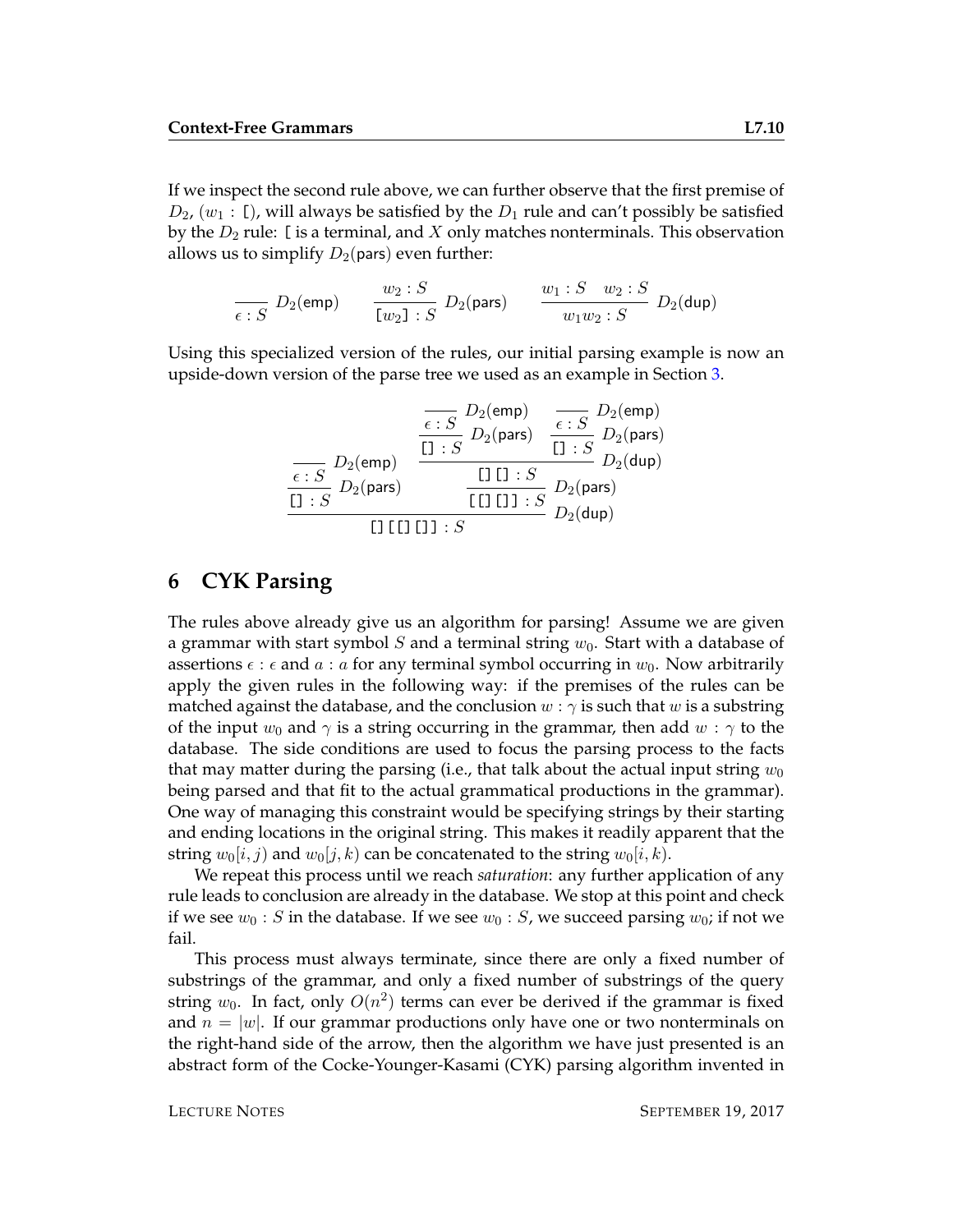If we inspect the second rule above, we can further observe that the first premise of $D_2$, $(w_1 : \texttt{[})$, will always be satisfied by the $D_1$ rule and can't possibly be satisfied by the $D_2$ rule: `[` is a terminal, and $X$ only matches nonterminals. This observation allows us to simplify $D_2(\textsf{pars})$ even further:

$$\frac{}{\epsilon : S}\ D_2(\textsf{emp}) \qquad \frac{w_2 : S}{\texttt{[}w_2\texttt{]} : S}\ D_2(\textsf{pars}) \qquad \frac{w_1 : S \quad w_2 : S}{w_1 w_2 : S}\ D_2(\textsf{dup})$$

Using this specialized version of the rules, our initial parsing example is now an upside-down version of the parse tree we used as an example in Section 3.

$$\dfrac{\dfrac{\dfrac{}{\epsilon : S}\ D_2(\textsf{emp})}{\texttt{[]} : S}\ D_2(\textsf{pars}) \qquad \dfrac{\dfrac{\dfrac{\dfrac{}{\epsilon : S}\ D_2(\textsf{emp})}{\texttt{[]} : S}\ D_2(\textsf{pars}) \quad \dfrac{\dfrac{}{\epsilon : S}\ D_2(\textsf{emp})}{\texttt{[]} : S}\ D_2(\textsf{pars})}{\texttt{[][]} : S}\ D_2(\textsf{dup})}{\texttt{[[][]]} : S}\ D_2(\textsf{pars})}{\texttt{[][[][]]} : S}\ D_2(\textsf{dup})$$

## 6 CYK Parsing

The rules above already give us an algorithm for parsing! Assume we are given a grammar with start symbol $S$ and a terminal string $w_0$. Start with a database of assertions $\epsilon : \epsilon$ and $a : a$ for any terminal symbol occurring in $w_0$. Now arbitrarily apply the given rules in the following way: if the premises of the rules can be matched against the database, and the conclusion $w : \gamma$ is such that $w$ is a substring of the input $w_0$ and $\gamma$ is a string occurring in the grammar, then add $w : \gamma$ to the database. The side conditions are used to focus the parsing process to the facts that may matter during the parsing (i.e., that talk about the actual input string $w_0$ being parsed and that fit to the actual grammatical productions in the grammar). One way of managing this constraint would be specifying strings by their starting and ending locations in the original string. This makes it readily apparent that the string $w_0[i, j)$ and $w_0[j, k)$ can be concatenated to the string $w_0[i, k)$.

We repeat this process until we reach *saturation*: any further application of any rule leads to conclusion are already in the database. We stop at this point and check if we see $w_0 : S$ in the database. If we see $w_0 : S$, we succeed parsing $w_0$; if not we fail.

This process must always terminate, since there are only a fixed number of substrings of the grammar, and only a fixed number of substrings of the query string $w_0$. In fact, only $O(n^2)$ terms can ever be derived if the grammar is fixed and $n = |w|$. If our grammar productions only have one or two nonterminals on the right-hand side of the arrow, then the algorithm we have just presented is an abstract form of the Cocke-Younger-Kasami (CYK) parsing algorithm invented in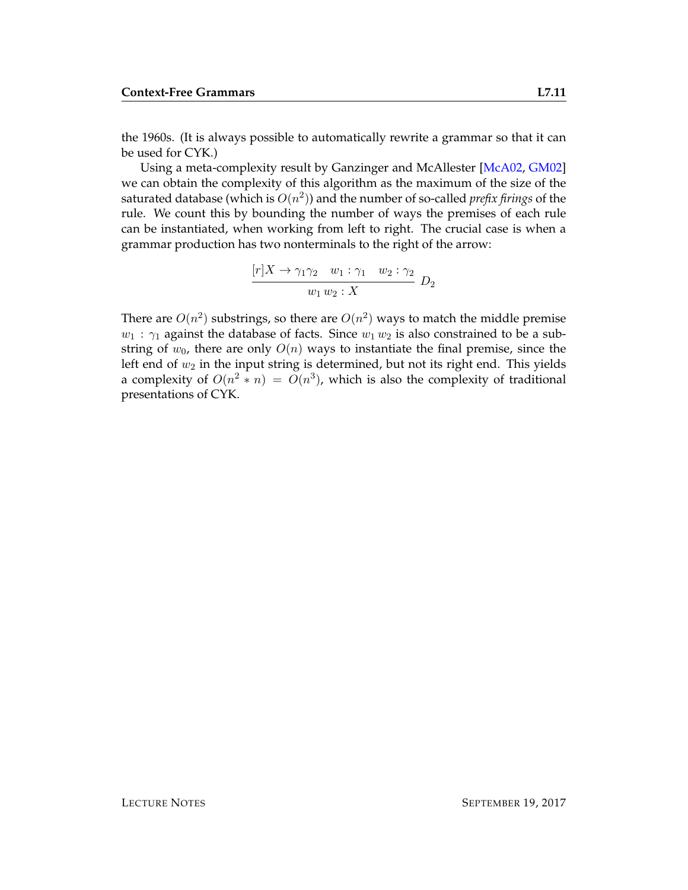the 1960s. (It is always possible to automatically rewrite a grammar so that it can be used for CYK.)

Using a meta-complexity result by Ganzinger and McAllester [McA02, GM02] we can obtain the complexity of this algorithm as the maximum of the size of the saturated database (which is $O(n^2)$) and the number of so-called *prefix firings* of the rule. We count this by bounding the number of ways the premises of each rule can be instantiated, when working from left to right. The crucial case is when a grammar production has two nonterminals to the right of the arrow:

$$\frac{[r]X \rightarrow \gamma_1 \gamma_2 \quad w_1 : \gamma_1 \quad w_2 : \gamma_2}{w_1 \, w_2 : X} \; D_2$$

There are $O(n^2)$ substrings, so there are $O(n^2)$ ways to match the middle premise $w_1 : \gamma_1$ against the database of facts. Since $w_1 \, w_2$ is also constrained to be a substring of $w_0$, there are only $O(n)$ ways to instantiate the final premise, since the left end of $w_2$ in the input string is determined, but not its right end. This yields a complexity of $O(n^2 * n) = O(n^3)$, which is also the complexity of traditional presentations of CYK.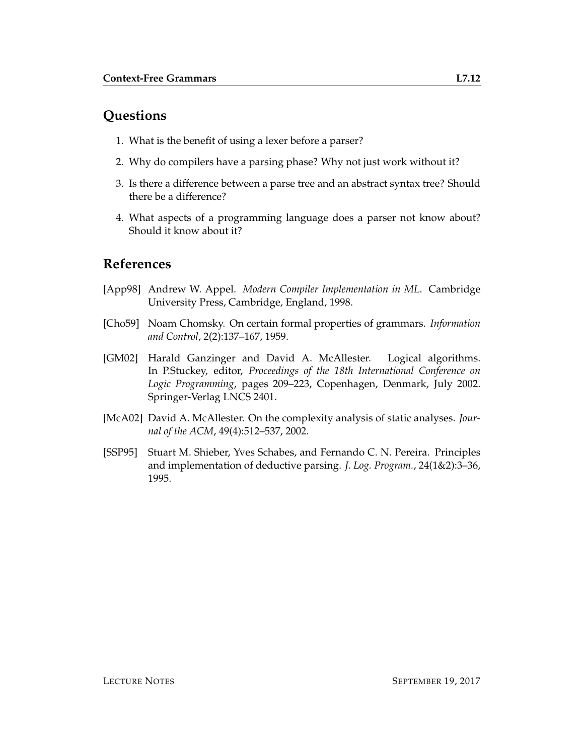## Questions

1. What is the benefit of using a lexer before a parser?
2. Why do compilers have a parsing phase? Why not just work without it?
3. Is there a difference between a parse tree and an abstract syntax tree? Should there be a difference?
4. What aspects of a programming language does a parser not know about? Should it know about it?

## References

[App98] Andrew W. Appel. *Modern Compiler Implementation in ML*. Cambridge University Press, Cambridge, England, 1998.

[Cho59] Noam Chomsky. On certain formal properties of grammars. *Information and Control*, 2(2):137–167, 1959.

[GM02] Harald Ganzinger and David A. McAllester. Logical algorithms. In P.Stuckey, editor, *Proceedings of the 18th International Conference on Logic Programming*, pages 209–223, Copenhagen, Denmark, July 2002. Springer-Verlag LNCS 2401.

[McA02] David A. McAllester. On the complexity analysis of static analyses. *Journal of the ACM*, 49(4):512–537, 2002.

[SSP95] Stuart M. Shieber, Yves Schabes, and Fernando C. N. Pereira. Principles and implementation of deductive parsing. *J. Log. Program.*, 24(1&2):3–36, 1995.